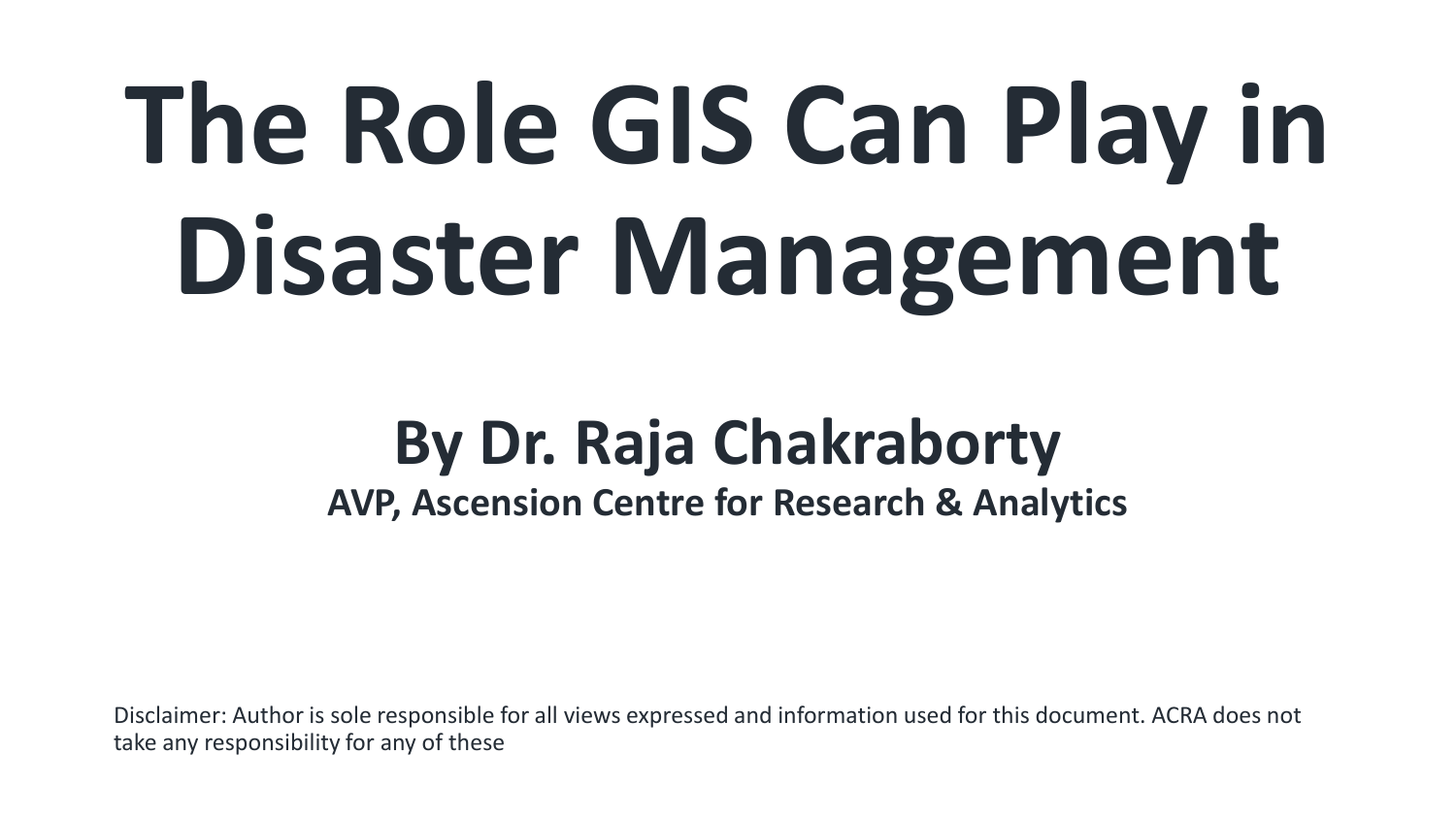# The Role GIS Can Play in Disaster Management

## By Dr. Raja Chakraborty

**AVP, Ascension Centre for Research & Analytics**

Disclaimer: Author is sole responsible for all views expressed and information used for this document. ACRA does not take any responsibility for any of these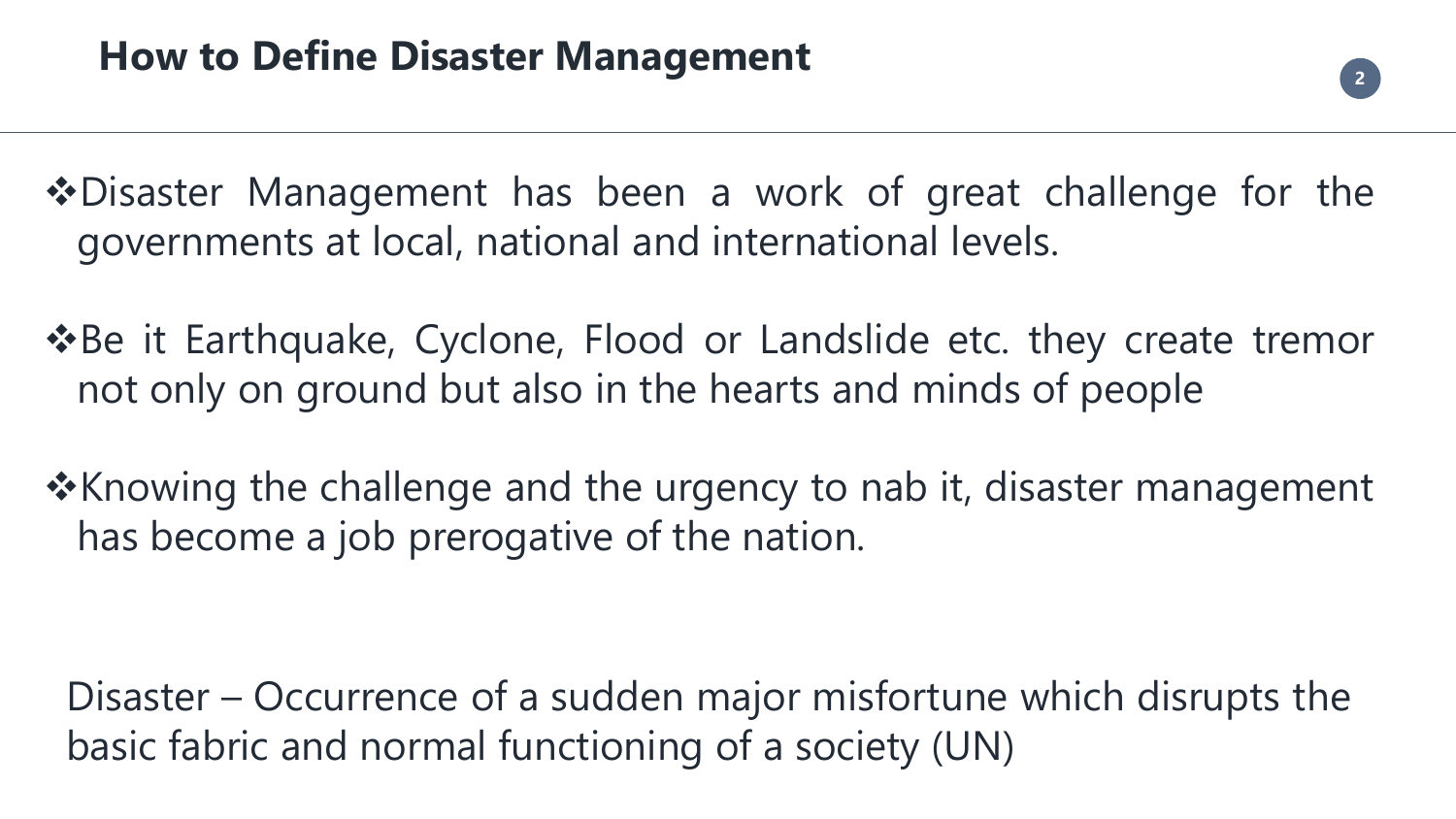## How to Define Disaster Management

- Disaster Management has been a work of great challenge for the governments at local, national and international levels.
- Be it Earthquake, Cyclone, Flood or Landslide etc. they create tremor not only on ground but also in the hearts and minds of people
- Knowing the challenge and the urgency to nab it, disaster management has become a job prerogative of the nation.

Disaster – Occurrence of a sudden major misfortune which disrupts the basic fabric and normal functioning of a society (UN)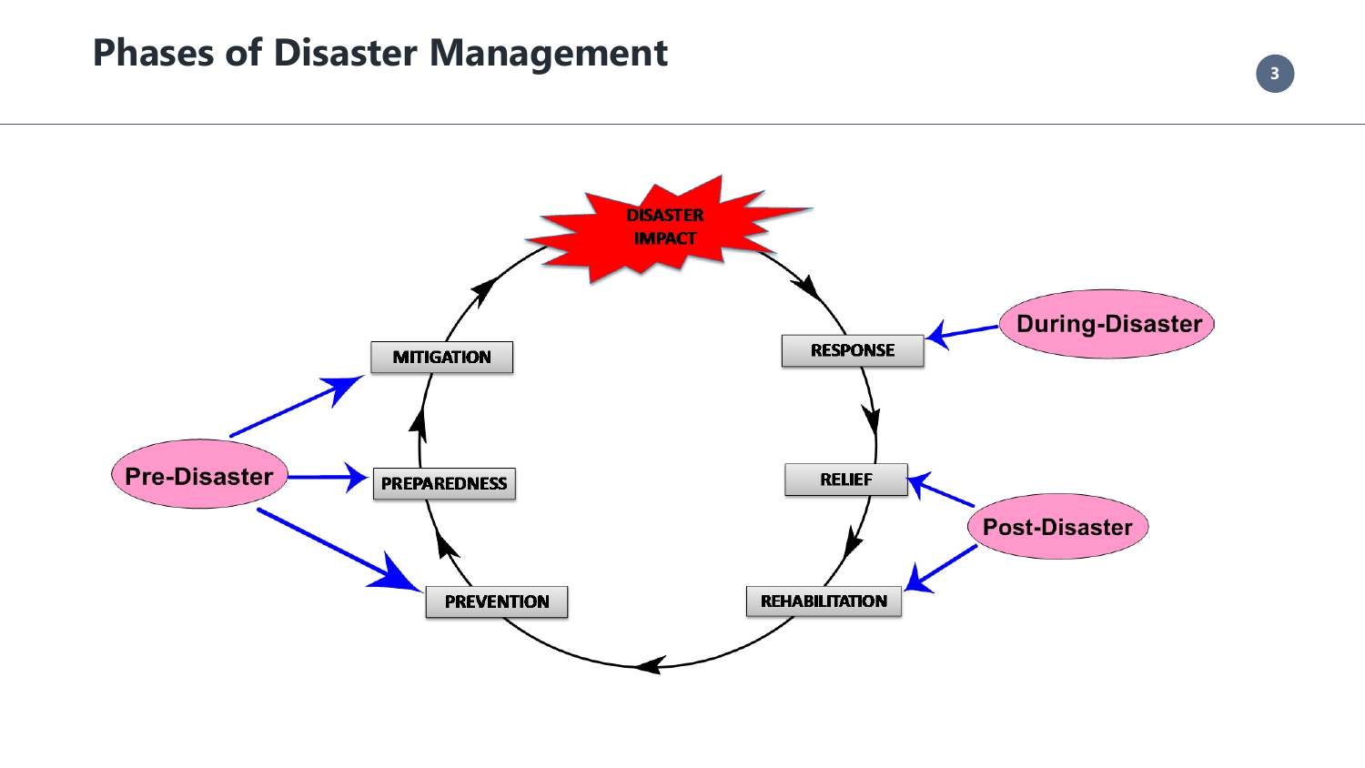# Phases of Disaster Management

DISASTER IMPACT

RESPONSE

RELIEF

REHABILITATION

PREVENTION

PREPAREDNESS

MITIGATION

Pre-Disaster

During-Disaster

Post-Disaster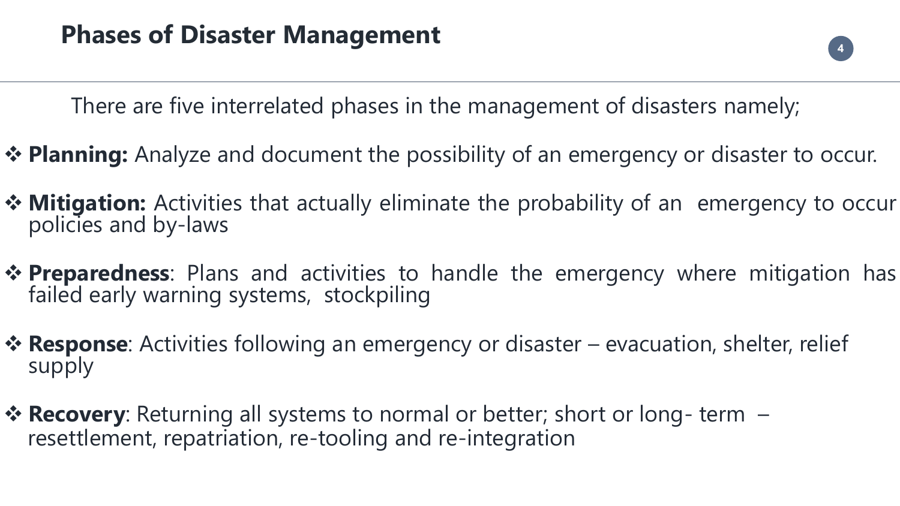## Phases of Disaster Management

There are five interrelated phases in the management of disasters namely;

- **Planning:** Analyze and document the possibility of an emergency or disaster to occur.
- **Mitigation:** Activities that actually eliminate the probability of an emergency to occur policies and by-laws
- **Preparedness**: Plans and activities to handle the emergency where mitigation has failed early warning systems, stockpiling
- **Response**: Activities following an emergency or disaster – evacuation, shelter, relief supply
- **Recovery**: Returning all systems to normal or better; short or long- term – resettlement, repatriation, re-tooling and re-integration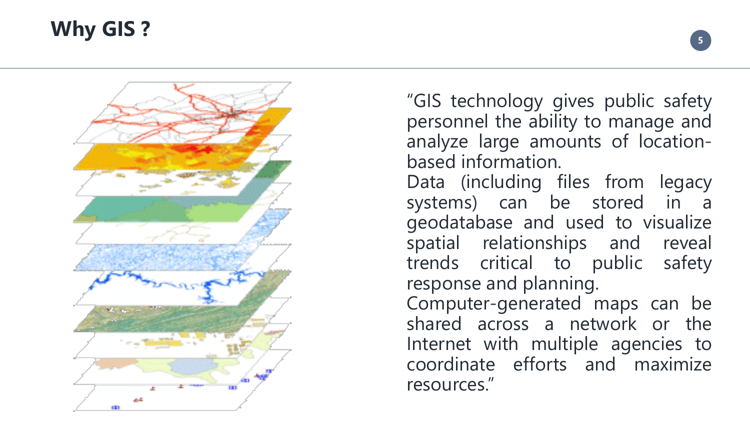# Why GIS ?

"GIS technology gives public safety personnel the ability to manage and analyze large amounts of location-based information.
Data (including files from legacy systems) can be stored in a geodatabase and used to visualize spatial relationships and reveal trends critical to public safety response and planning.
Computer-generated maps can be shared across a network or the Internet with multiple agencies to coordinate efforts and maximize resources."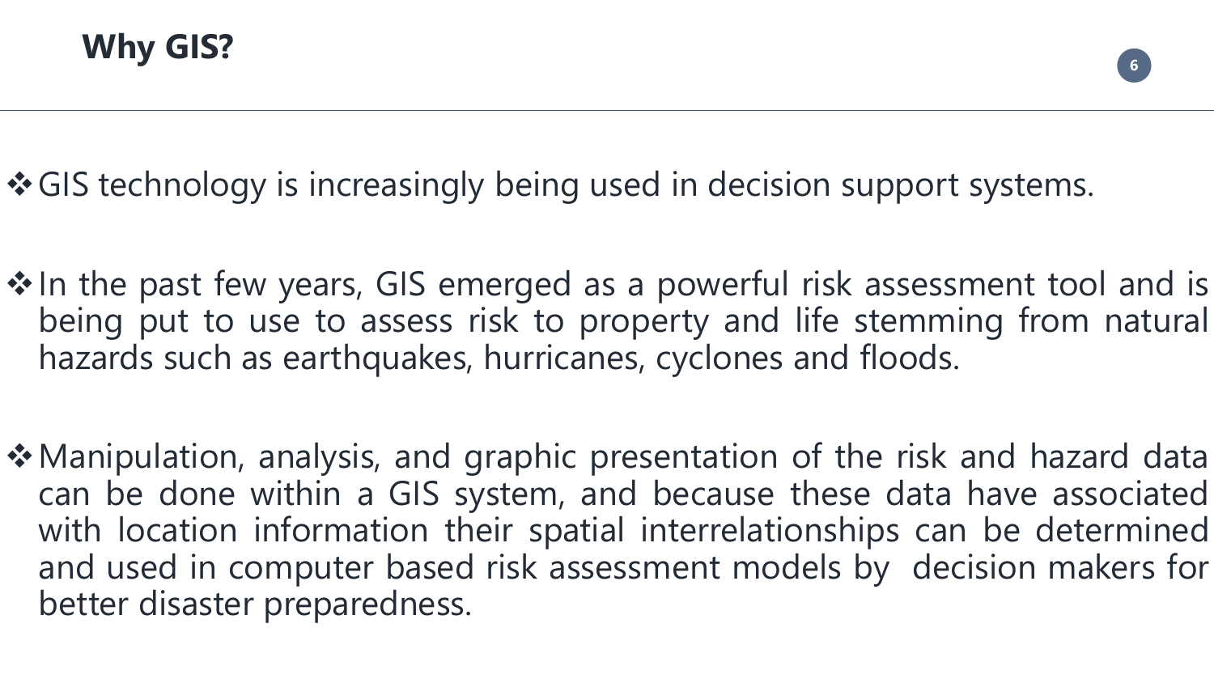## Why GIS?

- GIS technology is increasingly being used in decision support systems.

- In the past few years, GIS emerged as a powerful risk assessment tool and is being put to use to assess risk to property and life stemming from natural hazards such as earthquakes, hurricanes, cyclones and floods.

- Manipulation, analysis, and graphic presentation of the risk and hazard data can be done within a GIS system, and because these data have associated with location information their spatial interrelationships can be determined and used in computer based risk assessment models by decision makers for better disaster preparedness.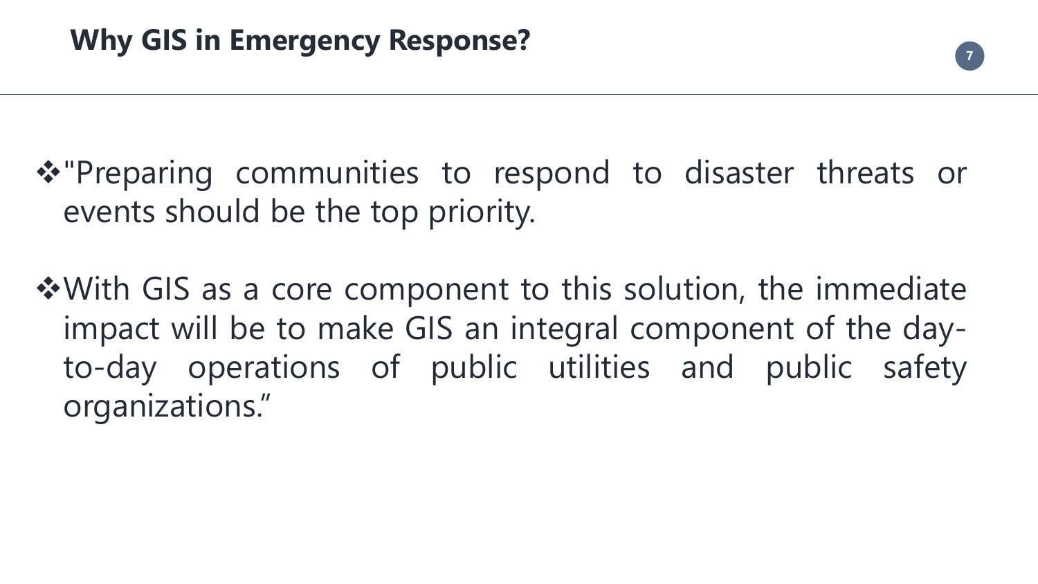## Why GIS in Emergency Response?

- "Preparing communities to respond to disaster threats or events should be the top priority.
- With GIS as a core component to this solution, the immediate impact will be to make GIS an integral component of the day-to-day operations of public utilities and public safety organizations."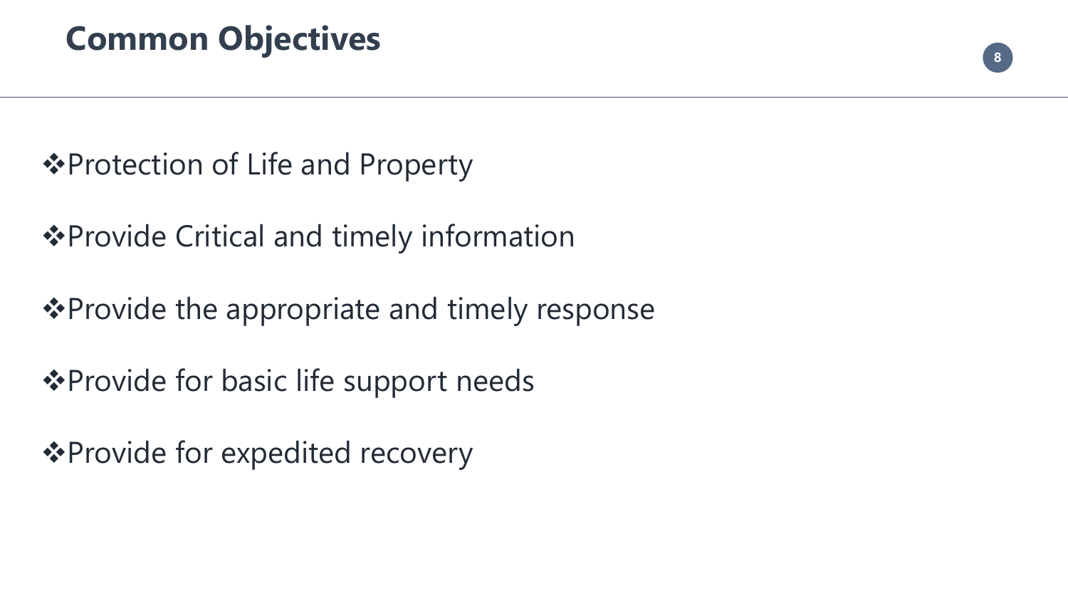# Common Objectives

- Protection of Life and Property
- Provide Critical and timely information
- Provide the appropriate and timely response
- Provide for basic life support needs
- Provide for expedited recovery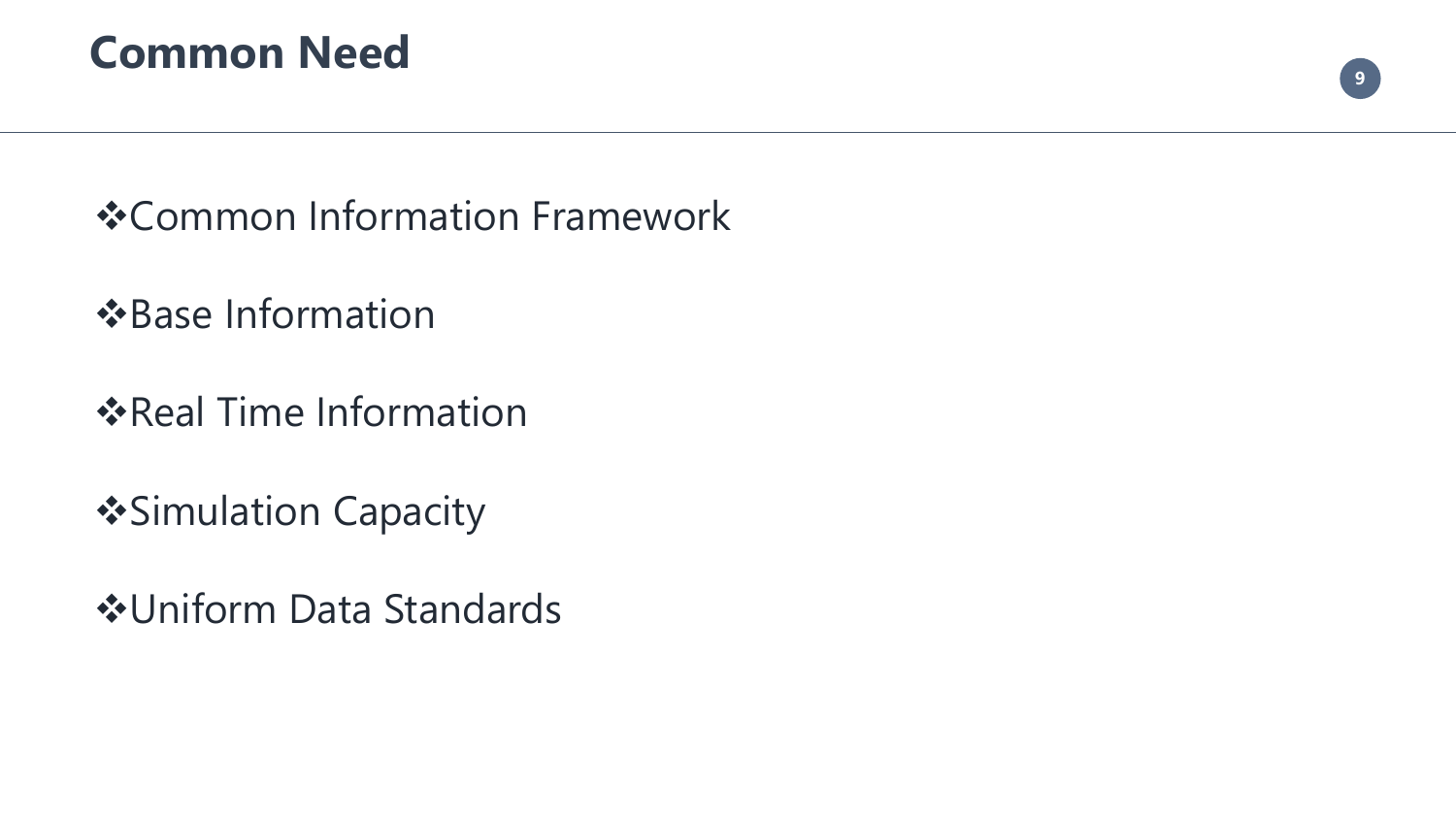# Common Need

- Common Information Framework
- Base Information
- Real Time Information
- Simulation Capacity
- Uniform Data Standards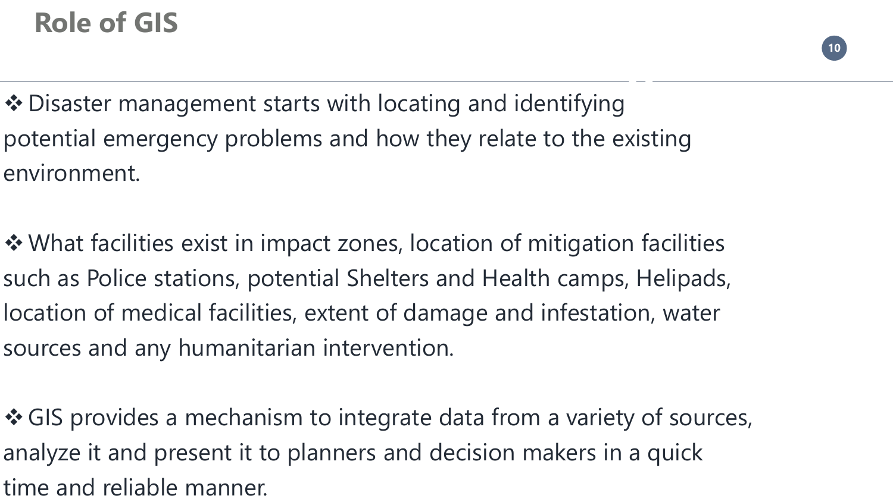# Role of GIS

- Disaster management starts with locating and identifying potential emergency problems and how they relate to the existing environment.

- What facilities exist in impact zones, location of mitigation facilities such as Police stations, potential Shelters and Health camps, Helipads, location of medical facilities, extent of damage and infestation, water sources and any humanitarian intervention.

- GIS provides a mechanism to integrate data from a variety of sources, analyze it and present it to planners and decision makers in a quick time and reliable manner.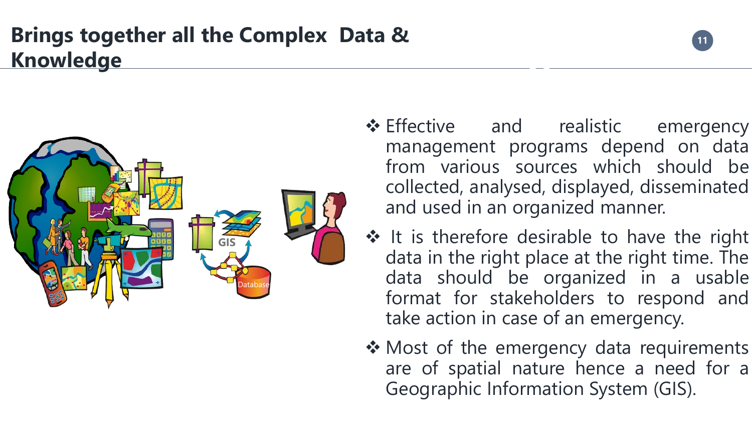# Brings together all the Complex Data & Knowledge

- Effective and realistic emergency management programs depend on data from various sources which should be collected, analysed, displayed, disseminated and used in an organized manner.
- It is therefore desirable to have the right data in the right place at the right time. The data should be organized in a usable format for stakeholders to respond and take action in case of an emergency.
- Most of the emergency data requirements are of spatial nature hence a need for a Geographic Information System (GIS).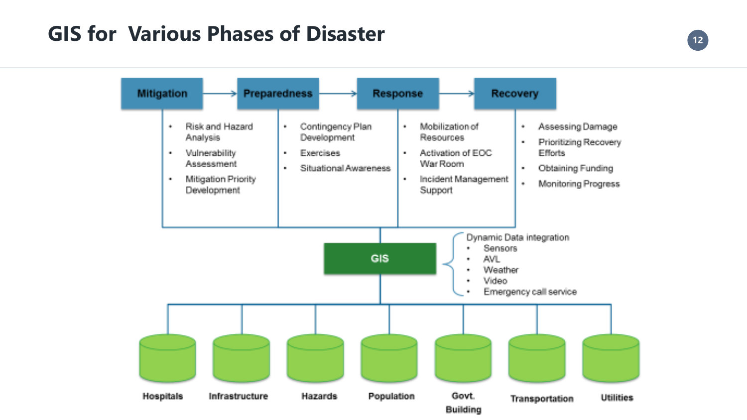# GIS for Various Phases of Disaster

**Mitigation** → **Preparedness** → **Response** → **Recovery**

**Mitigation**
- Risk and Hazard Analysis
- Vulnerability Assessment
- Mitigation Priority Development

**Preparedness**
- Contingency Plan Development
- Exercises
- Situational Awareness

**Response**
- Mobilization of Resources
- Activation of EOC War Room
- Incident Management Support

**Recovery**
- Assessing Damage
- Prioritizing Recovery Efforts
- Obtaining Funding
- Monitoring Progress

**GIS**

Dynamic Data integration
- Sensors
- AVL
- Weather
- Video
- Emergency call service

**Hospitals** | **Infrastructure** | **Hazards** | **Population** | **Govt. Building** | **Transportation** | **Utilities**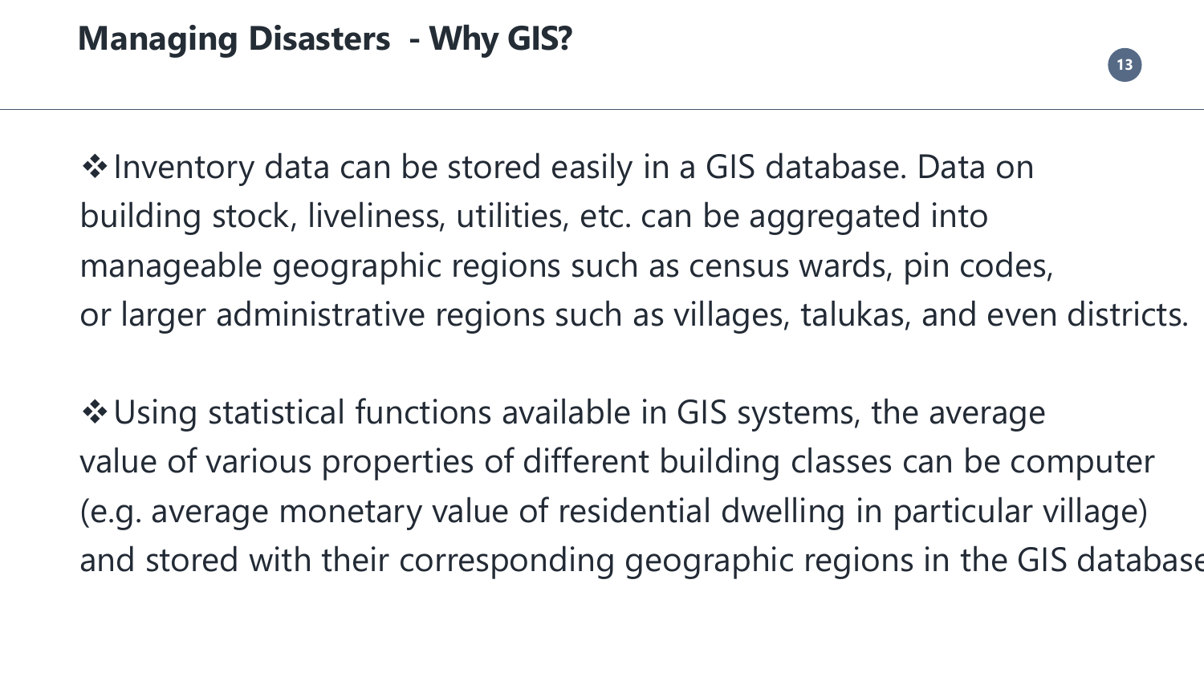# Managing Disasters - Why GIS?

❖ Inventory data can be stored easily in a GIS database. Data on building stock, liveliness, utilities, etc. can be aggregated into manageable geographic regions such as census wards, pin codes, or larger administrative regions such as villages, talukas, and even districts.

❖ Using statistical functions available in GIS systems, the average value of various properties of different building classes can be computer (e.g. average monetary value of residential dwelling in particular village) and stored with their corresponding geographic regions in the GIS database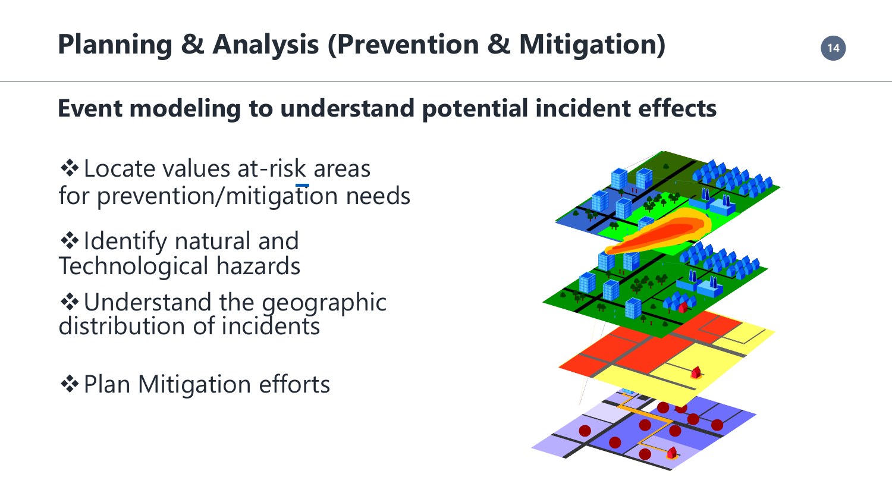# Planning & Analysis (Prevention & Mitigation)

## Event modeling to understand potential incident effects

- ❖ Locate values at-risk areas for prevention/mitigation needs
- ❖ Identify natural and Technological hazards
- ❖ Understand the geographic distribution of incidents
- ❖ Plan Mitigation efforts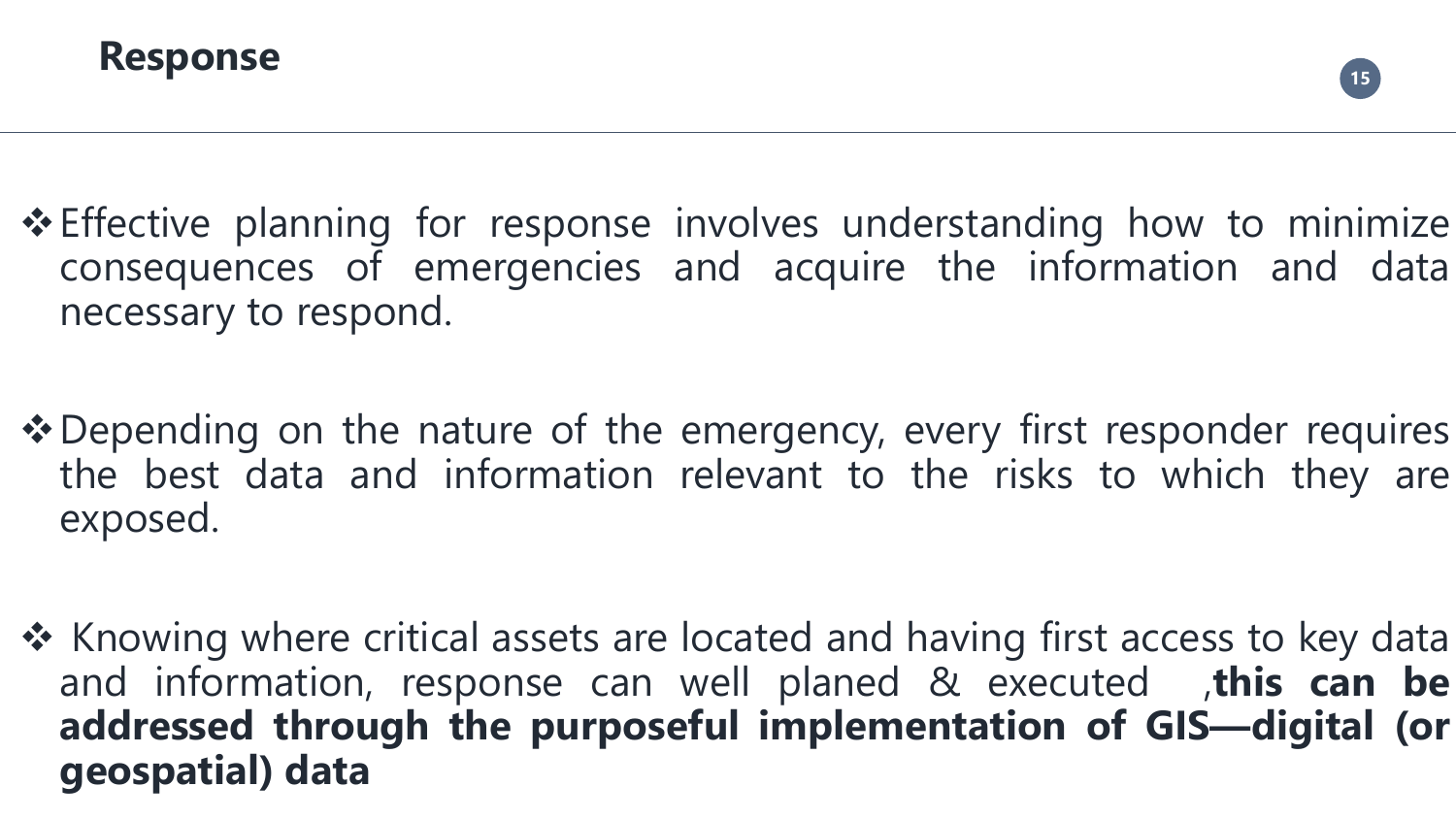## Response

- Effective planning for response involves understanding how to minimize consequences of emergencies and acquire the information and data necessary to respond.

- Depending on the nature of the emergency, every first responder requires the best data and information relevant to the risks to which they are exposed.

- Knowing where critical assets are located and having first access to key data and information, response can well planed & executed ,**this can be addressed through the purposeful implementation of GIS—digital (or geospatial) data**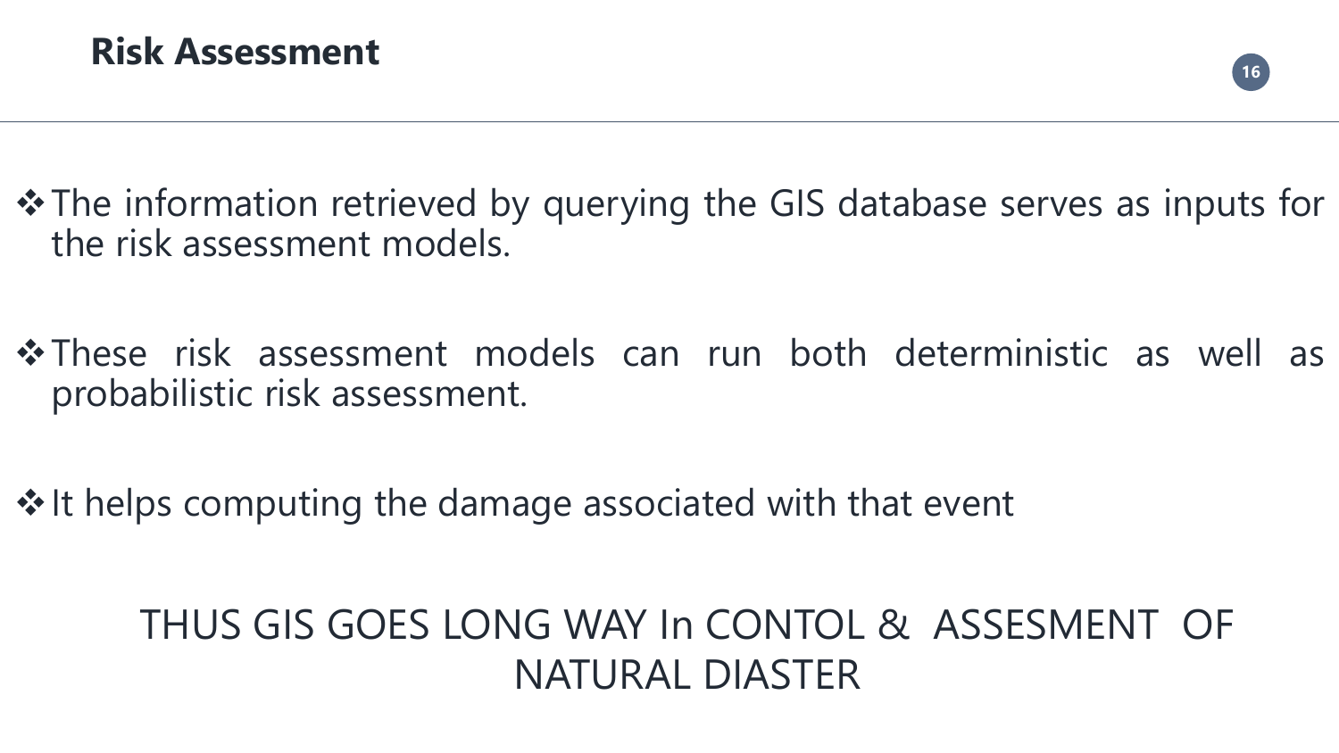## Risk Assessment

- The information retrieved by querying the GIS database serves as inputs for the risk assessment models.
- These risk assessment models can run both deterministic as well as probabilistic risk assessment.
- It helps computing the damage associated with that event

THUS GIS GOES LONG WAY In CONTOL & ASSESMENT OF NATURAL DIASTER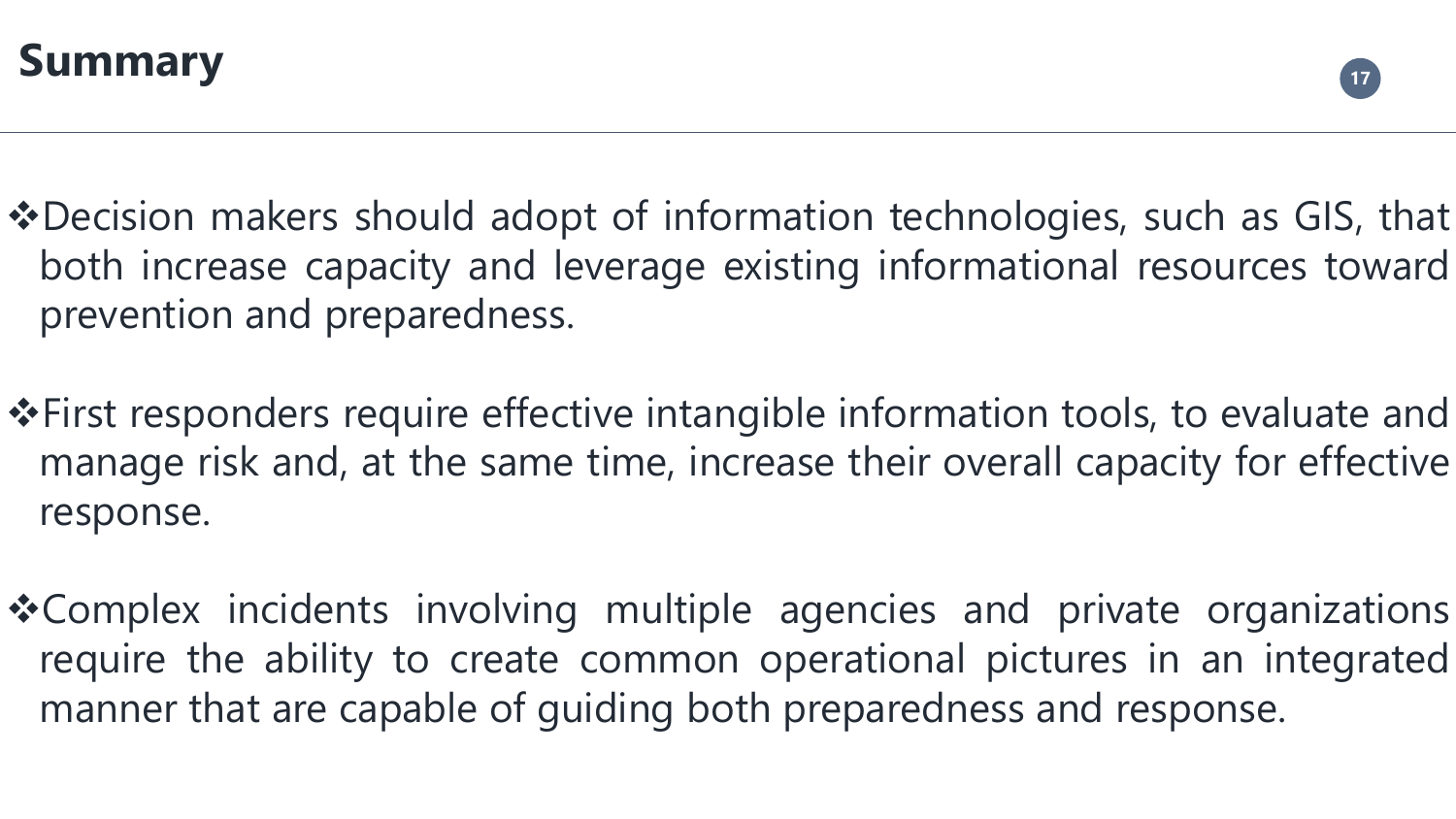# Summary

- Decision makers should adopt of information technologies, such as GIS, that both increase capacity and leverage existing informational resources toward prevention and preparedness.

- First responders require effective intangible information tools, to evaluate and manage risk and, at the same time, increase their overall capacity for effective response.

- Complex incidents involving multiple agencies and private organizations require the ability to create common operational pictures in an integrated manner that are capable of guiding both preparedness and response.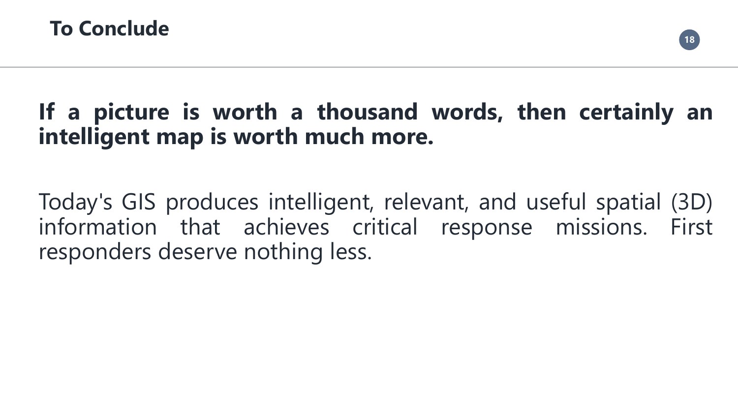# To Conclude

**If a picture is worth a thousand words, then certainly an intelligent map is worth much more.**

Today's GIS produces intelligent, relevant, and useful spatial (3D) information that achieves critical response missions. First responders deserve nothing less.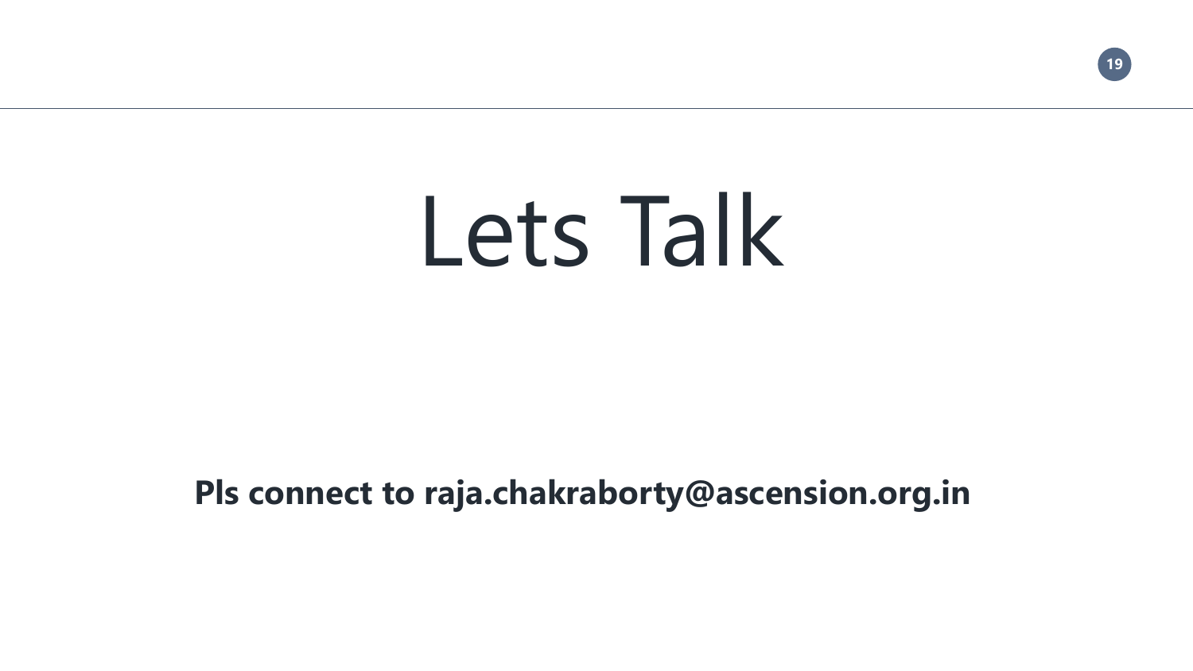# Lets Talk

**Pls connect to raja.chakraborty@ascension.org.in**